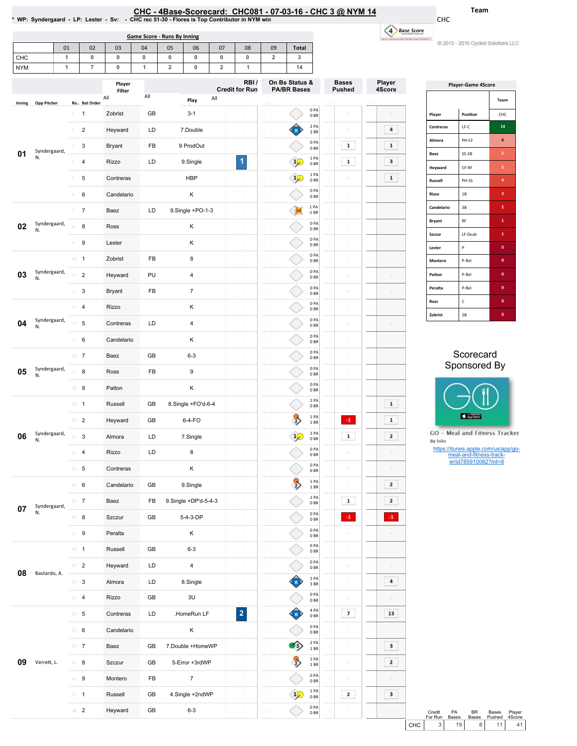# CHC - 4Base-Scorecard: CHC081 - 07-03-16 - CHC 3 @ NYM 14

* WP: Syndergaard - LP: Lester - Sv: - CHC rec 51-30 - Flores is Top Contributor in NYM win

Team: CHC

© 2013 - 2016 Cycled Solutions LLC

## Game Score - Runs By Inning

| | 01 | 02 | 03 | 04 | 05 | 06 | 07 | 08 | 09 | Total |
|---|---|---|---|---|---|---|---|---|---|---|
| CHC | 1 | 0 | 0 | 0 | 0 | 0 | 0 | 0 | 2 | 3 |
| NYM | 1 | 7 | 0 | 1 | 2 | 0 | 2 | 1 | | 14 |

| Inning | Opp Pitcher | Ro. | Bat Order | Player | Credit for Run (Type) | Play | RBI / Credit for Run | On Bs Status & PA/BR Bases | Bases Pushed | Player 4Score |
|---|---|---|---|---|---|---|---|---|---|---|
| 01 | Syndergaard, N. | 1 | 1 | Zobrist | GB | 3-1 | | 0 PA 0 BR | | |
| | | 2 | 2 | Heyward | LD | 7.Double | | 2 PA 2 BR | | 4 |
| | | 3 | 3 | Bryant | FB | 9 ProdOut | | 0 PA 0 BR | 1 | 1 |
| | | 4 | 4 | Rizzo | LD | 9.Single | 1 | 1 PA 0 BR | 1 | 3 |
| | | 5 | 5 | Contreras | | HBP | | 1 PA 0 BR | | 1 |
| | | 6 | 6 | Candelario | | K | | 0 PA 0 BR | | |
| 02 | Syndergaard, N. | 7 | 7 | Baez | LD | 9.Single +PO-1-3 | | 1 PA -1 BR | | |
| | | 8 | 8 | Ross | | K | | 0 PA 0 BR | | |
| | | 9 | 9 | Lester | | K | | 0 PA 0 BR | | |
| 03 | Syndergaard, N. | 10 | 1 | Zobrist | FB | 8 | | 0 PA 0 BR | | |
| | | 11 | 2 | Heyward | PU | 4 | | 0 PA 0 BR | | |
| | | 12 | 3 | Bryant | FB | 7 | | 0 PA 0 BR | | |
| 04 | Syndergaard, N. | 13 | 4 | Rizzo | | K | | 0 PA 0 BR | | |
| | | 14 | 5 | Contreras | LD | 4 | | 0 PA 0 BR | | |
| | | 15 | 6 | Candelario | | K | | 0 PA 0 BR | | |
| 05 | Syndergaard, N. | 16 | 7 | Baez | GB | 6-3 | | 0 PA 0 BR | | |
| | | 17 | 8 | Ross | FB | 9 | | 0 PA 0 BR | | |
| | | 18 | 9 | Patton | | K | | 0 PA 0 BR | | |
| 06 | Syndergaard, N. | 19 | 1 | Russell | GB | 8.Single +FO'd-6-4 | | 1 PA 0 BR | | 1 |
| | | 20 | 2 | Heyward | GB | 6-4-FO | | 1 PA 1 BR | -1 | 1 |
| | | 21 | 3 | Almora | LD | 7.Single | | 1 PA 0 BR | 1 | 2 |
| | | 22 | 4 | Rizzo | LD | 8 | | 0 PA 0 BR | | |
| | | 23 | 5 | Contreras | | K | | 0 PA 0 BR | | |
| 07 | Syndergaard, N. | 24 | 6 | Candelario | GB | 9.Single | | 1 PA 1 BR | | 2 |
| | | 25 | 7 | Baez | FB | 9.Single +DP'd-5-4-3 | | 1 PA 0 BR | 1 | 2 |
| | | 26 | 8 | Szczur | GB | 5-4-3-DP | | 0 PA 0 BR | -1 | -1 |
| | | 27 | 9 | Peralta | | K | | 0 PA 0 BR | | |
| 08 | Bastardo, A. | 28 | 1 | Russell | GB | 6-3 | | 0 PA 0 BR | | |
| | | 29 | 2 | Heyward | LD | 4 | | 0 PA 0 BR | | |
| | | 30 | 3 | Almora | LD | 8.Single | | 1 PA 3 BR | | 4 |
| | | 31 | 4 | Rizzo | GB | 3U | | 0 PA 0 BR | | |
| 09 | Verrett, L. | 32 | 5 | Contreras | LD | .HomeRun LF | 2 | 4 PA 0 BR | 7 | 13 |
| | | 33 | 6 | Candelario | | K | | 0 PA 0 BR | | |
| | | 34 | 7 | Baez | GB | 7.Double +HomeWP | | 2 PA 1 BR | | 3 |
| | | 35 | 8 | Szczur | GB | 5-Error +3rdWP | | 1 PA 1 BR | | 2 |
| | | 36 | 9 | Montero | FB | 7 | | 0 PA 0 BR | | |
| | | 37 | 1 | Russell | GB | 4.Single +2ndWP | | 1 PA 0 BR | 2 | 3 |
| | | 38 | 2 | Heyward | GB | 6-3 | | 0 PA 0 BR | | |

| | Credit For Run | PA Bases | BR Bases | Bases Pushed | Player 4Score |
|---|---|---|---|---|---|
| CHC | 3 | 19 | 8 | 11 | 41 |

## Player-Game 4Score

| Player | Position | CHC |
|---|---|---|
| Contreras | LF-C | 14 |
| Almora | PH-CF | 6 |
| Baez | SS-2B | 5 |
| Heyward | CF-RF | 5 |
| Russell | PH-SS | 4 |
| Rizzo | 1B | 3 |
| Candelario | 3B | 2 |
| Bryant | RF | 1 |
| Szczur | LF-Dsub | 1 |
| Lester | P | 0 |
| Montero | P-Rel | 0 |
| Patton | P-Rel | 0 |
| Peralta | P-Rel | 0 |
| Ross | C | 0 |
| Zobrist | 2B | 0 |

Scorecard Sponsored By

GO - Meal and Fitness Tracker
By Iolo
https://itunes.apple.com/us/app/go-meal-and-fitness-track-er/id785910082?mt=8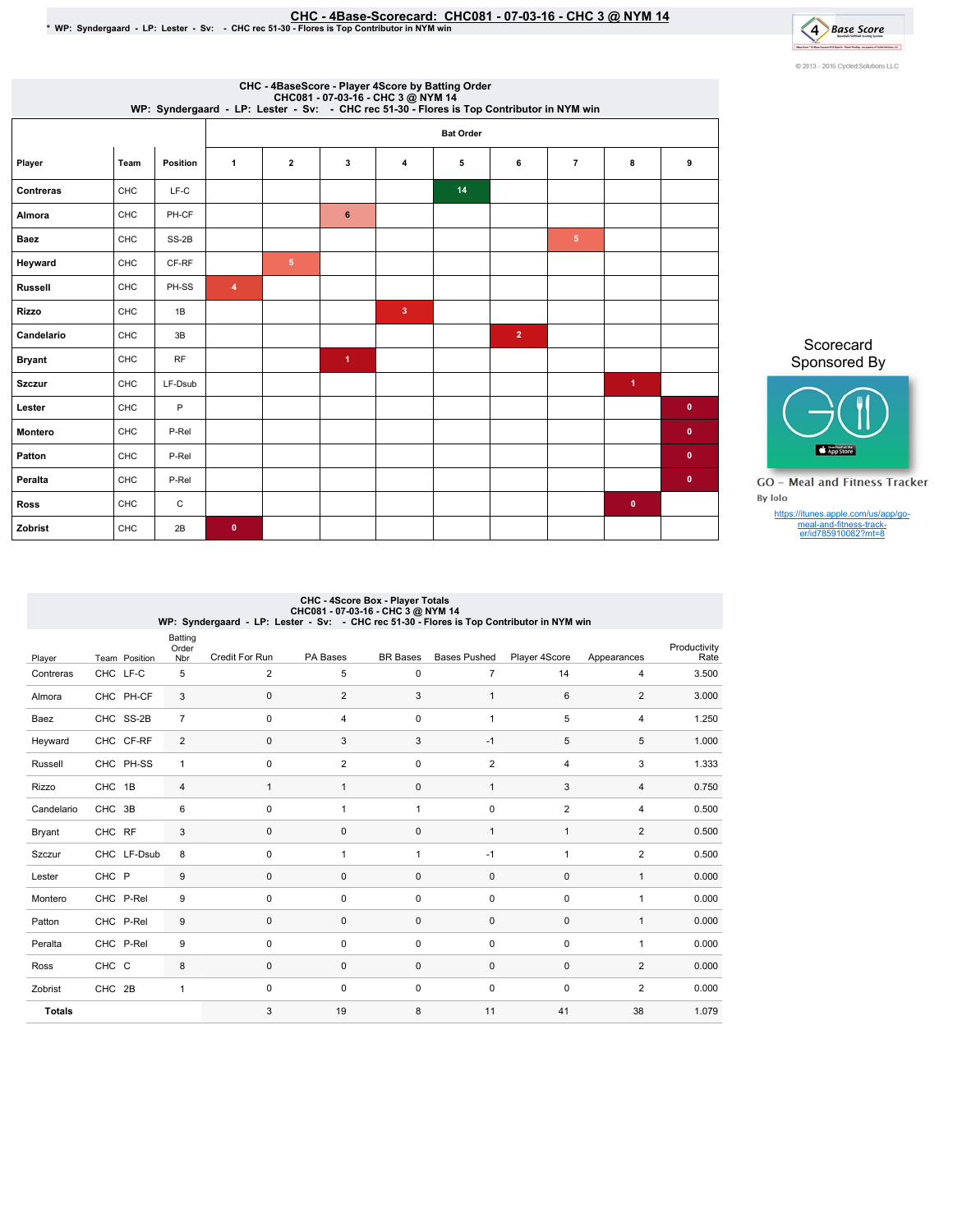# CHC - 4Base-Scorecard: CHC081 - 07-03-16 - CHC 3 @ NYM 14

* WP: Syndergaard - LP: Lester - Sv: - CHC rec 51-30 - Flores is Top Contributor in NYM win

© 2013 - 2016 Cycled Solutions LLC

## CHC - 4BaseScore - Player 4Score by Batting Order

CHC081 - 07-03-16 - CHC 3 @ NYM 14
WP: Syndergaard - LP: Lester - Sv: - CHC rec 51-30 - Flores is Top Contributor in NYM win

| Player | Team | Position | Bat Order 1 | 2 | 3 | 4 | 5 | 6 | 7 | 8 | 9 |
|---|---|---|---|---|---|---|---|---|---|---|---|
| Contreras | CHC | LF-C | | | | | 14 | | | | |
| Almora | CHC | PH-CF | | | 6 | | | | | | |
| Baez | CHC | SS-2B | | | | | | | 5 | | |
| Heyward | CHC | CF-RF | | 5 | | | | | | | |
| Russell | CHC | PH-SS | 4 | | | | | | | | |
| Rizzo | CHC | 1B | | | | 3 | | | | | |
| Candelario | CHC | 3B | | | | | | 2 | | | |
| Bryant | CHC | RF | | | 1 | | | | | | |
| Szczur | CHC | LF-Dsub | | | | | | | | 1 | |
| Lester | CHC | P | | | | | | | | | 0 |
| Montero | CHC | P-Rel | | | | | | | | | 0 |
| Patton | CHC | P-Rel | | | | | | | | | 0 |
| Peralta | CHC | P-Rel | | | | | | | | | 0 |
| Ross | CHC | C | | | | | | | | 0 | |
| Zobrist | CHC | 2B | 0 | | | | | | | | |

Scorecard Sponsored By

GO - Meal and Fitness Tracker
By Iolo

https://itunes.apple.com/us/app/go-meal-and-fitness-track-er/id785910082?mt=8

## CHC - 4Score Box - Player Totals

CHC081 - 07-03-16 - CHC 3 @ NYM 14
WP: Syndergaard - LP: Lester - Sv: - CHC rec 51-30 - Flores is Top Contributor in NYM win

| Player | Team | Position | Batting Order Nbr | Credit For Run | PA Bases | BR Bases | Bases Pushed | Player 4Score | Appearances | Productivity Rate |
|---|---|---|---|---|---|---|---|---|---|---|
| Contreras | CHC | LF-C | 5 | 2 | 5 | 0 | 7 | 14 | 4 | 3.500 |
| Almora | CHC | PH-CF | 3 | 0 | 2 | 3 | 1 | 6 | 2 | 3.000 |
| Baez | CHC | SS-2B | 7 | 0 | 4 | 0 | 1 | 5 | 4 | 1.250 |
| Heyward | CHC | CF-RF | 2 | 0 | 3 | 3 | -1 | 5 | 5 | 1.000 |
| Russell | CHC | PH-SS | 1 | 0 | 2 | 0 | 2 | 4 | 3 | 1.333 |
| Rizzo | CHC | 1B | 4 | 1 | 1 | 0 | 1 | 3 | 4 | 0.750 |
| Candelario | CHC | 3B | 6 | 0 | 1 | 1 | 0 | 2 | 4 | 0.500 |
| Bryant | CHC | RF | 3 | 0 | 0 | 0 | 1 | 1 | 2 | 0.500 |
| Szczur | CHC | LF-Dsub | 8 | 0 | 1 | 1 | -1 | 1 | 2 | 0.500 |
| Lester | CHC | P | 9 | 0 | 0 | 0 | 0 | 0 | 1 | 0.000 |
| Montero | CHC | P-Rel | 9 | 0 | 0 | 0 | 0 | 0 | 1 | 0.000 |
| Patton | CHC | P-Rel | 9 | 0 | 0 | 0 | 0 | 0 | 1 | 0.000 |
| Peralta | CHC | P-Rel | 9 | 0 | 0 | 0 | 0 | 0 | 1 | 0.000 |
| Ross | CHC | C | 8 | 0 | 0 | 0 | 0 | 0 | 2 | 0.000 |
| Zobrist | CHC | 2B | 1 | 0 | 0 | 0 | 0 | 0 | 2 | 0.000 |
| **Totals** | | | | 3 | 19 | 8 | 11 | 41 | 38 | 1.079 |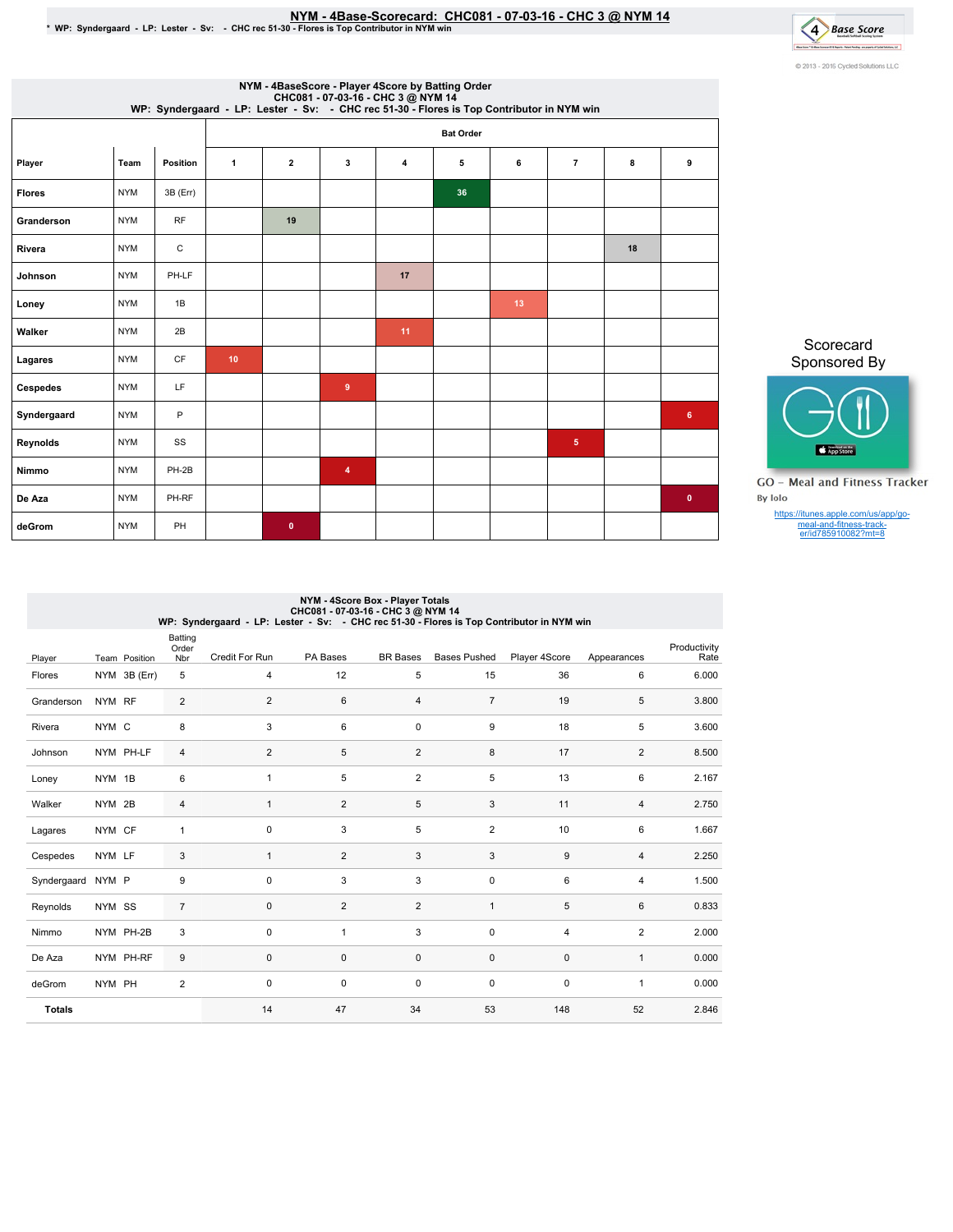# NYM - 4Base-Scorecard: CHC081 - 07-03-16 - CHC 3 @ NYM 14

* WP: Syndergaard - LP: Lester - Sv: - CHC rec 51-30 - Flores is Top Contributor in NYM win

© 2013 - 2016 Cycled Solutions LLC

## NYM - 4BaseScore - Player 4Score by Batting Order
CHC081 - 07-03-16 - CHC 3 @ NYM 14
WP: Syndergaard - LP: Lester - Sv: - CHC rec 51-30 - Flores is Top Contributor in NYM win

| | | | Bat Order | | | | | | | | |
|---|---|---|---|---|---|---|---|---|---|---|---|
| Player | Team | Position | 1 | 2 | 3 | 4 | 5 | 6 | 7 | 8 | 9 |
| Flores | NYM | 3B (Err) | | | | | 36 | | | | |
| Granderson | NYM | RF | | 19 | | | | | | | |
| Rivera | NYM | C | | | | | | | | 18 | |
| Johnson | NYM | PH-LF | | | | 17 | | | | | |
| Loney | NYM | 1B | | | | | | 13 | | | |
| Walker | NYM | 2B | | | | 11 | | | | | |
| Lagares | NYM | CF | 10 | | | | | | | | |
| Cespedes | NYM | LF | | | 9 | | | | | | |
| Syndergaard | NYM | P | | | | | | | | | 6 |
| Reynolds | NYM | SS | | | | | | | 5 | | |
| Nimmo | NYM | PH-2B | | | 4 | | | | | | |
| De Aza | NYM | PH-RF | | | | | | | | | 0 |
| deGrom | NYM | PH | | 0 | | | | | | | |

Scorecard Sponsored By

GO - Meal and Fitness Tracker
By Iolo

https://itunes.apple.com/us/app/go-meal-and-fitness-track-er/id785910082?mt=8

## NYM - 4Score Box - Player Totals
CHC081 - 07-03-16 - CHC 3 @ NYM 14
WP: Syndergaard - LP: Lester - Sv: - CHC rec 51-30 - Flores is Top Contributor in NYM win

| Player | Team | Position | Batting Order Nbr | Credit For Run | PA Bases | BR Bases | Bases Pushed | Player 4Score | Appearances | Productivity Rate |
|---|---|---|---|---|---|---|---|---|---|---|
| Flores | NYM | 3B (Err) | 5 | 4 | 12 | 5 | 15 | 36 | 6 | 6.000 |
| Granderson | NYM | RF | 2 | 2 | 6 | 4 | 7 | 19 | 5 | 3.800 |
| Rivera | NYM | C | 8 | 3 | 6 | 0 | 9 | 18 | 5 | 3.600 |
| Johnson | NYM | PH-LF | 4 | 2 | 5 | 2 | 8 | 17 | 2 | 8.500 |
| Loney | NYM | 1B | 6 | 1 | 5 | 2 | 5 | 13 | 6 | 2.167 |
| Walker | NYM | 2B | 4 | 1 | 2 | 5 | 3 | 11 | 4 | 2.750 |
| Lagares | NYM | CF | 1 | 0 | 3 | 5 | 2 | 10 | 6 | 1.667 |
| Cespedes | NYM | LF | 3 | 1 | 2 | 3 | 3 | 9 | 4 | 2.250 |
| Syndergaard | NYM | P | 9 | 0 | 3 | 3 | 0 | 6 | 4 | 1.500 |
| Reynolds | NYM | SS | 7 | 0 | 2 | 2 | 1 | 5 | 6 | 0.833 |
| Nimmo | NYM | PH-2B | 3 | 0 | 1 | 3 | 0 | 4 | 2 | 2.000 |
| De Aza | NYM | PH-RF | 9 | 0 | 0 | 0 | 0 | 0 | 1 | 0.000 |
| deGrom | NYM | PH | 2 | 0 | 0 | 0 | 0 | 0 | 1 | 0.000 |
| **Totals** | | | | 14 | 47 | 34 | 53 | 148 | 52 | 2.846 |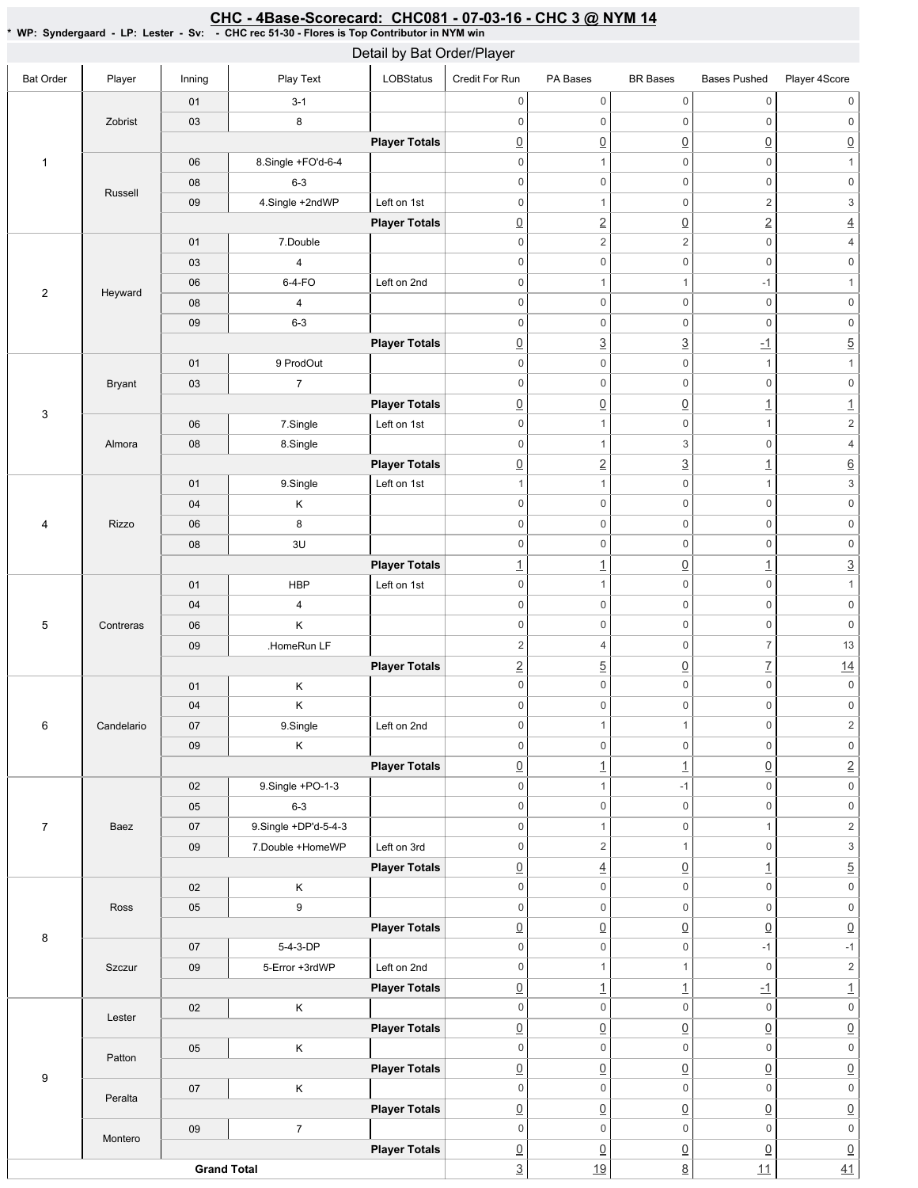# CHC - 4Base-Scorecard: CHC081 - 07-03-16 - CHC 3 @ NYM 14

**\* WP: Syndergaard - LP: Lester - Sv: - CHC rec 51-30 - Flores is Top Contributor in NYM win**

## Detail by Bat Order/Player

| Bat Order | Player | Inning | Play Text | LOBStatus | Credit For Run | PA Bases | BR Bases | Bases Pushed | Player 4Score |
|---|---|---|---|---|---|---|---|---|---|
| 1 | Zobrist | 01 | 3-1 | | 0 | 0 | 0 | 0 | 0 |
| | | 03 | 8 | | 0 | 0 | 0 | 0 | 0 |
| | | | | **Player Totals** | 0 | 0 | 0 | 0 | 0 |
| | Russell | 06 | 8.Single +FO'd-6-4 | | 0 | 1 | 0 | 0 | 1 |
| | | 08 | 6-3 | | 0 | 0 | 0 | 0 | 0 |
| | | 09 | 4.Single +2ndWP | Left on 1st | 0 | 1 | 0 | 2 | 3 |
| | | | | **Player Totals** | 0 | 2 | 0 | 2 | 4 |
| 2 | Heyward | 01 | 7.Double | | 0 | 2 | 2 | 0 | 4 |
| | | 03 | 4 | | 0 | 0 | 0 | 0 | 0 |
| | | 06 | 6-4-FO | Left on 2nd | 0 | 1 | 1 | -1 | 1 |
| | | 08 | 4 | | 0 | 0 | 0 | 0 | 0 |
| | | 09 | 6-3 | | 0 | 0 | 0 | 0 | 0 |
| | | | | **Player Totals** | 0 | 3 | 3 | -1 | 5 |
| 3 | Bryant | 01 | 9 ProdOut | | 0 | 0 | 0 | 1 | 1 |
| | | 03 | 7 | | 0 | 0 | 0 | 0 | 0 |
| | | | | **Player Totals** | 0 | 0 | 0 | 1 | 1 |
| | Almora | 06 | 7.Single | Left on 1st | 0 | 1 | 0 | 1 | 2 |
| | | 08 | 8.Single | | 0 | 1 | 3 | 0 | 4 |
| | | | | **Player Totals** | 0 | 2 | 3 | 1 | 6 |
| 4 | Rizzo | 01 | 9.Single | Left on 1st | 1 | 1 | 0 | 1 | 3 |
| | | 04 | K | | 0 | 0 | 0 | 0 | 0 |
| | | 06 | 8 | | 0 | 0 | 0 | 0 | 0 |
| | | 08 | 3U | | 0 | 0 | 0 | 0 | 0 |
| | | | | **Player Totals** | 1 | 1 | 0 | 1 | 3 |
| 5 | Contreras | 01 | HBP | Left on 1st | 0 | 1 | 0 | 0 | 1 |
| | | 04 | 4 | | 0 | 0 | 0 | 0 | 0 |
| | | 06 | K | | 0 | 0 | 0 | 0 | 0 |
| | | 09 | .HomeRun LF | | 2 | 4 | 0 | 7 | 13 |
| | | | | **Player Totals** | 2 | 5 | 0 | 7 | 14 |
| 6 | Candelario | 01 | K | | 0 | 0 | 0 | 0 | 0 |
| | | 04 | K | | 0 | 0 | 0 | 0 | 0 |
| | | 07 | 9.Single | Left on 2nd | 0 | 1 | 1 | 0 | 2 |
| | | 09 | K | | 0 | 0 | 0 | 0 | 0 |
| | | | | **Player Totals** | 0 | 1 | 1 | 0 | 2 |
| 7 | Baez | 02 | 9.Single +PO-1-3 | | 0 | 1 | -1 | 0 | 0 |
| | | 05 | 6-3 | | 0 | 0 | 0 | 0 | 0 |
| | | 07 | 9.Single +DP'd-5-4-3 | | 0 | 1 | 0 | 1 | 2 |
| | | 09 | 7.Double +HomeWP | Left on 3rd | 0 | 2 | 1 | 0 | 3 |
| | | | | **Player Totals** | 0 | 4 | 0 | 1 | 5 |
| 8 | Ross | 02 | K | | 0 | 0 | 0 | 0 | 0 |
| | | 05 | 9 | | 0 | 0 | 0 | 0 | 0 |
| | | | | **Player Totals** | 0 | 0 | 0 | 0 | 0 |
| | Szczur | 07 | 5-4-3-DP | | 0 | 0 | 0 | -1 | -1 |
| | | 09 | 5-Error +3rdWP | Left on 2nd | 0 | 1 | 1 | 0 | 2 |
| | | | | **Player Totals** | 0 | 1 | 1 | -1 | 1 |
| 9 | Lester | 02 | K | | 0 | 0 | 0 | 0 | 0 |
| | | | | **Player Totals** | 0 | 0 | 0 | 0 | 0 |
| | Patton | 05 | K | | 0 | 0 | 0 | 0 | 0 |
| | | | | **Player Totals** | 0 | 0 | 0 | 0 | 0 |
| | Peralta | 07 | K | | 0 | 0 | 0 | 0 | 0 |
| | | | | **Player Totals** | 0 | 0 | 0 | 0 | 0 |
| | Montero | 09 | 7 | | 0 | 0 | 0 | 0 | 0 |
| | | | | **Player Totals** | 0 | 0 | 0 | 0 | 0 |
| **Grand Total** | | | | | 3 | 19 | 8 | 11 | 41 |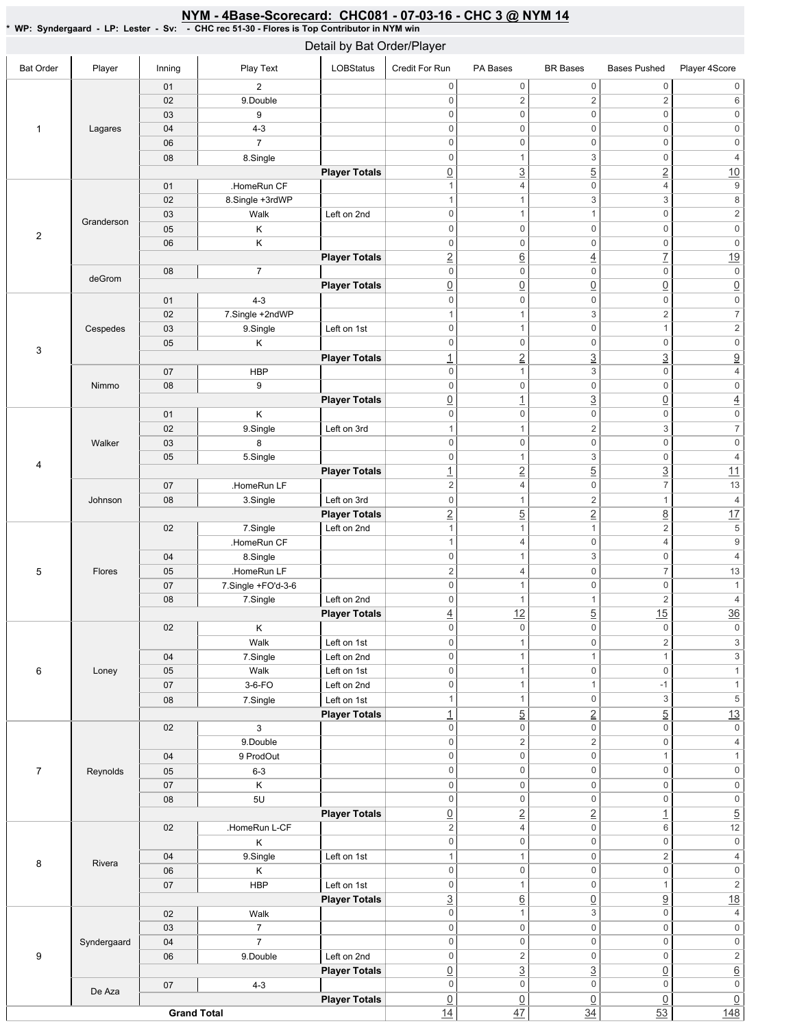## NYM - 4Base-Scorecard: CHC081 - 07-03-16 - CHC 3 @ NYM 14

* WP: Syndergaard - LP: Lester - Sv: - CHC rec 51-30 - Flores is Top Contributor in NYM win

### Detail by Bat Order/Player

| Bat Order | Player | Inning | Play Text | LOBStatus | Credit For Run | PA Bases | BR Bases | Bases Pushed | Player 4Score |
|---|---|---|---|---|---|---|---|---|---|
| 1 | Lagares | 01 | 2 | | 0 | 0 | 0 | 0 | 0 |
| | | 02 | 9.Double | | 0 | 2 | 2 | 2 | 6 |
| | | 03 | 9 | | 0 | 0 | 0 | 0 | 0 |
| | | 04 | 4-3 | | 0 | 0 | 0 | 0 | 0 |
| | | 06 | 7 | | 0 | 0 | 0 | 0 | 0 |
| | | 08 | 8.Single | | 0 | 1 | 3 | 0 | 4 |
| | | | | Player Totals | 0 | 3 | 5 | 2 | 10 |
| 2 | Granderson | 01 | .HomeRun CF | | 1 | 4 | 0 | 4 | 9 |
| | | 02 | 8.Single +3rdWP | | 1 | 1 | 3 | 3 | 8 |
| | | 03 | Walk | Left on 2nd | 0 | 1 | 1 | 0 | 2 |
| | | 05 | K | | 0 | 0 | 0 | 0 | 0 |
| | | 06 | K | | 0 | 0 | 0 | 0 | 0 |
| | | | | Player Totals | 2 | 6 | 4 | 7 | 19 |
| | deGrom | 08 | 7 | | 0 | 0 | 0 | 0 | 0 |
| | | | | Player Totals | 0 | 0 | 0 | 0 | 0 |
| 3 | Cespedes | 01 | 4-3 | | 0 | 0 | 0 | 0 | 0 |
| | | 02 | 7.Single +2ndWP | | 1 | 1 | 3 | 2 | 7 |
| | | 03 | 9.Single | Left on 1st | 0 | 1 | 0 | 1 | 2 |
| | | 05 | K | | 0 | 0 | 0 | 0 | 0 |
| | | | | Player Totals | 1 | 2 | 3 | 3 | 9 |
| | Nimmo | 07 | HBP | | 0 | 1 | 3 | 0 | 4 |
| | | 08 | 9 | | 0 | 0 | 0 | 0 | 0 |
| | | | | Player Totals | 0 | 1 | 3 | 0 | 4 |
| 4 | Walker | 01 | K | | 0 | 0 | 0 | 0 | 0 |
| | | 02 | 9.Single | Left on 3rd | 1 | 1 | 2 | 3 | 7 |
| | | 03 | 8 | | 0 | 0 | 0 | 0 | 0 |
| | | 05 | 5.Single | | 0 | 1 | 3 | 0 | 4 |
| | | | | Player Totals | 1 | 2 | 5 | 3 | 11 |
| | Johnson | 07 | .HomeRun LF | | 2 | 4 | 0 | 7 | 13 |
| | | 08 | 3.Single | Left on 3rd | 0 | 1 | 2 | 1 | 4 |
| | | | | Player Totals | 2 | 5 | 2 | 8 | 17 |
| 5 | Flores | 02 | 7.Single | Left on 2nd | 1 | 1 | 1 | 2 | 5 |
| | | | .HomeRun CF | | 1 | 4 | 0 | 4 | 9 |
| | | 04 | 8.Single | | 0 | 1 | 3 | 0 | 4 |
| | | 05 | .HomeRun LF | | 2 | 4 | 0 | 7 | 13 |
| | | 07 | 7.Single +FO'd-3-6 | | 0 | 1 | 0 | 0 | 1 |
| | | 08 | 7.Single | Left on 2nd | 0 | 1 | 1 | 2 | 4 |
| | | | | Player Totals | 4 | 12 | 5 | 15 | 36 |
| 6 | Loney | 02 | K | | 0 | 0 | 0 | 0 | 0 |
| | | | Walk | Left on 1st | 0 | 1 | 0 | 2 | 3 |
| | | 04 | 7.Single | Left on 2nd | 0 | 1 | 1 | 1 | 3 |
| | | 05 | Walk | Left on 1st | 0 | 1 | 0 | 0 | 1 |
| | | 07 | 3-6-FO | Left on 2nd | 0 | 1 | 1 | -1 | 1 |
| | | 08 | 7.Single | Left on 1st | 1 | 1 | 0 | 3 | 5 |
| | | | | Player Totals | 1 | 5 | 2 | 5 | 13 |
| 7 | Reynolds | 02 | 3 | | 0 | 0 | 0 | 0 | 0 |
| | | | 9.Double | | 0 | 2 | 2 | 0 | 4 |
| | | 04 | 9 ProdOut | | 0 | 0 | 0 | 1 | 1 |
| | | 05 | 6-3 | | 0 | 0 | 0 | 0 | 0 |
| | | 07 | K | | 0 | 0 | 0 | 0 | 0 |
| | | 08 | 5U | | 0 | 0 | 0 | 0 | 0 |
| | | | | Player Totals | 0 | 2 | 2 | 1 | 5 |
| 8 | Rivera | 02 | .HomeRun L-CF | | 2 | 4 | 0 | 6 | 12 |
| | | | K | | 0 | 0 | 0 | 0 | 0 |
| | | 04 | 9.Single | Left on 1st | 1 | 1 | 0 | 2 | 4 |
| | | 06 | K | | 0 | 0 | 0 | 0 | 0 |
| | | 07 | HBP | Left on 1st | 0 | 1 | 0 | 1 | 2 |
| | | | | Player Totals | 3 | 6 | 0 | 9 | 18 |
| 9 | Syndergaard | 02 | Walk | | 0 | 1 | 3 | 0 | 4 |
| | | 03 | 7 | | 0 | 0 | 0 | 0 | 0 |
| | | 04 | 7 | | 0 | 0 | 0 | 0 | 0 |
| | | 06 | 9.Double | Left on 2nd | 0 | 2 | 0 | 0 | 2 |
| | | | | Player Totals | 0 | 3 | 3 | 0 | 6 |
| | De Aza | 07 | 4-3 | | 0 | 0 | 0 | 0 | 0 |
| | | | | Player Totals | 0 | 0 | 0 | 0 | 0 |
| Grand Total | | | | | 14 | 47 | 34 | 53 | 148 |